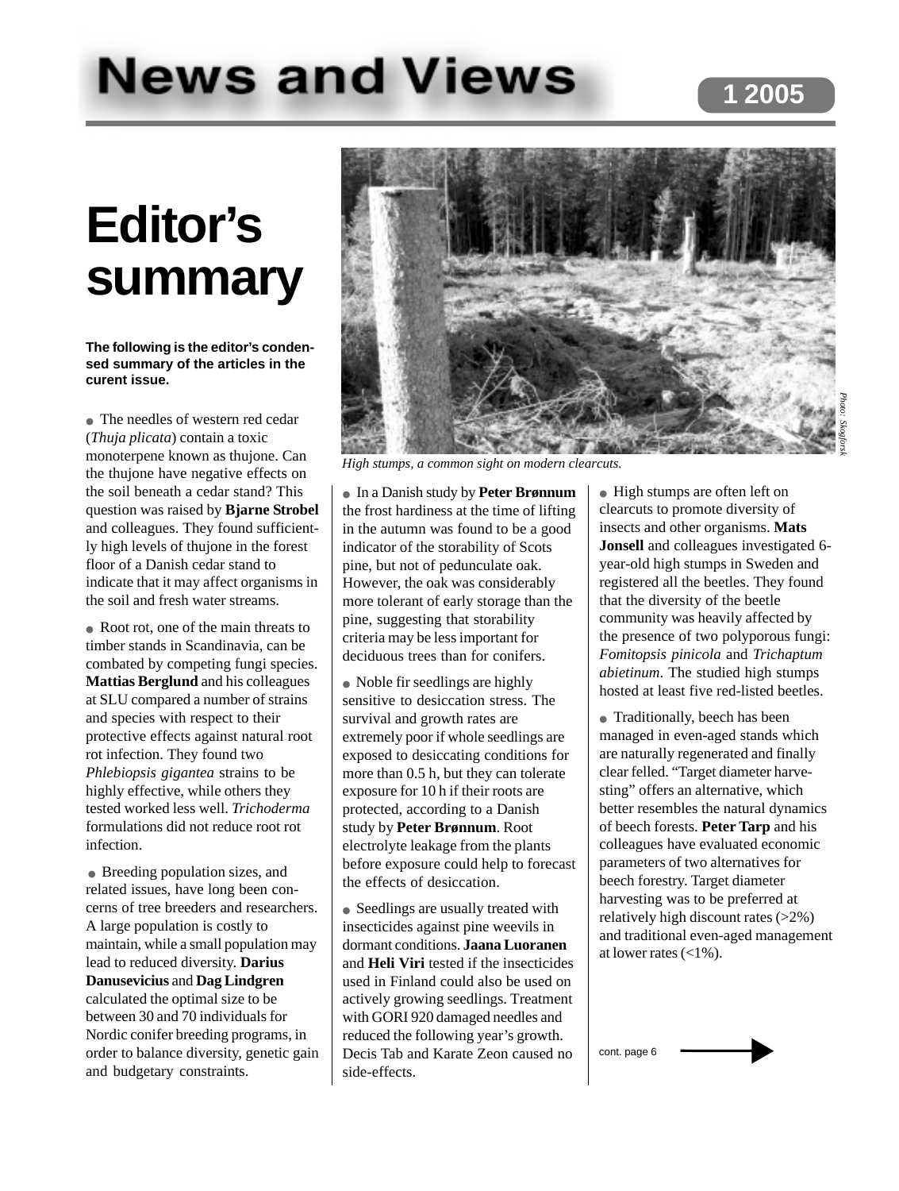# News and Views

1 2005

# Editor's summary

**The following is the editor's condensed summary of the articles in the curent issue.**

- The needles of western red cedar (*Thuja plicata*) contain a toxic monoterpene known as thujone. Can the thujone have negative effects on the soil beneath a cedar stand? This question was raised by **Bjarne Strobel** and colleagues. They found sufficiently high levels of thujone in the forest floor of a Danish cedar stand to indicate that it may affect organisms in the soil and fresh water streams.

- Root rot, one of the main threats to timber stands in Scandinavia, can be combated by competing fungi species. **Mattias Berglund** and his colleagues at SLU compared a number of strains and species with respect to their protective effects against natural root rot infection. They found two *Phlebiopsis gigantea* strains to be highly effective, while others they tested worked less well. *Trichoderma* formulations did not reduce root rot infection.

- Breeding population sizes, and related issues, have long been concerns of tree breeders and researchers. A large population is costly to maintain, while a small population may lead to reduced diversity. **Darius Danusevicius** and **Dag Lindgren** calculated the optimal size to be between 30 and 70 individuals for Nordic conifer breeding programs, in order to balance diversity, genetic gain and budgetary constraints.

Photo: Skogforsk

*High stumps, a common sight on modern clearcuts.*

- In a Danish study by **Peter Brønnum** the frost hardiness at the time of lifting in the autumn was found to be a good indicator of the storability of Scots pine, but not of pedunculate oak. However, the oak was considerably more tolerant of early storage than the pine, suggesting that storability criteria may be less important for deciduous trees than for conifers.

- Noble fir seedlings are highly sensitive to desiccation stress. The survival and growth rates are extremely poor if whole seedlings are exposed to desiccating conditions for more than 0.5 h, but they can tolerate exposure for 10 h if their roots are protected, according to a Danish study by **Peter Brønnum**. Root electrolyte leakage from the plants before exposure could help to forecast the effects of desiccation.

- Seedlings are usually treated with insecticides against pine weevils in dormant conditions. **Jaana Luoranen** and **Heli Viri** tested if the insecticides used in Finland could also be used on actively growing seedlings. Treatment with GORI 920 damaged needles and reduced the following year's growth. Decis Tab and Karate Zeon caused no side-effects.

- High stumps are often left on clearcuts to promote diversity of insects and other organisms. **Mats Jonsell** and colleagues investigated 6-year-old high stumps in Sweden and registered all the beetles. They found that the diversity of the beetle community was heavily affected by the presence of two polyporous fungi: *Fomitopsis pinicola* and *Trichaptum abietinum*. The studied high stumps hosted at least five red-listed beetles.

- Traditionally, beech has been managed in even-aged stands which are naturally regenerated and finally clear felled. "Target diameter harvesting" offers an alternative, which better resembles the natural dynamics of beech forests. **Peter Tarp** and his colleagues have evaluated economic parameters of two alternatives for beech forestry. Target diameter harvesting was to be preferred at relatively high discount rates (>2%) and traditional even-aged management at lower rates (<1%).

cont. page 6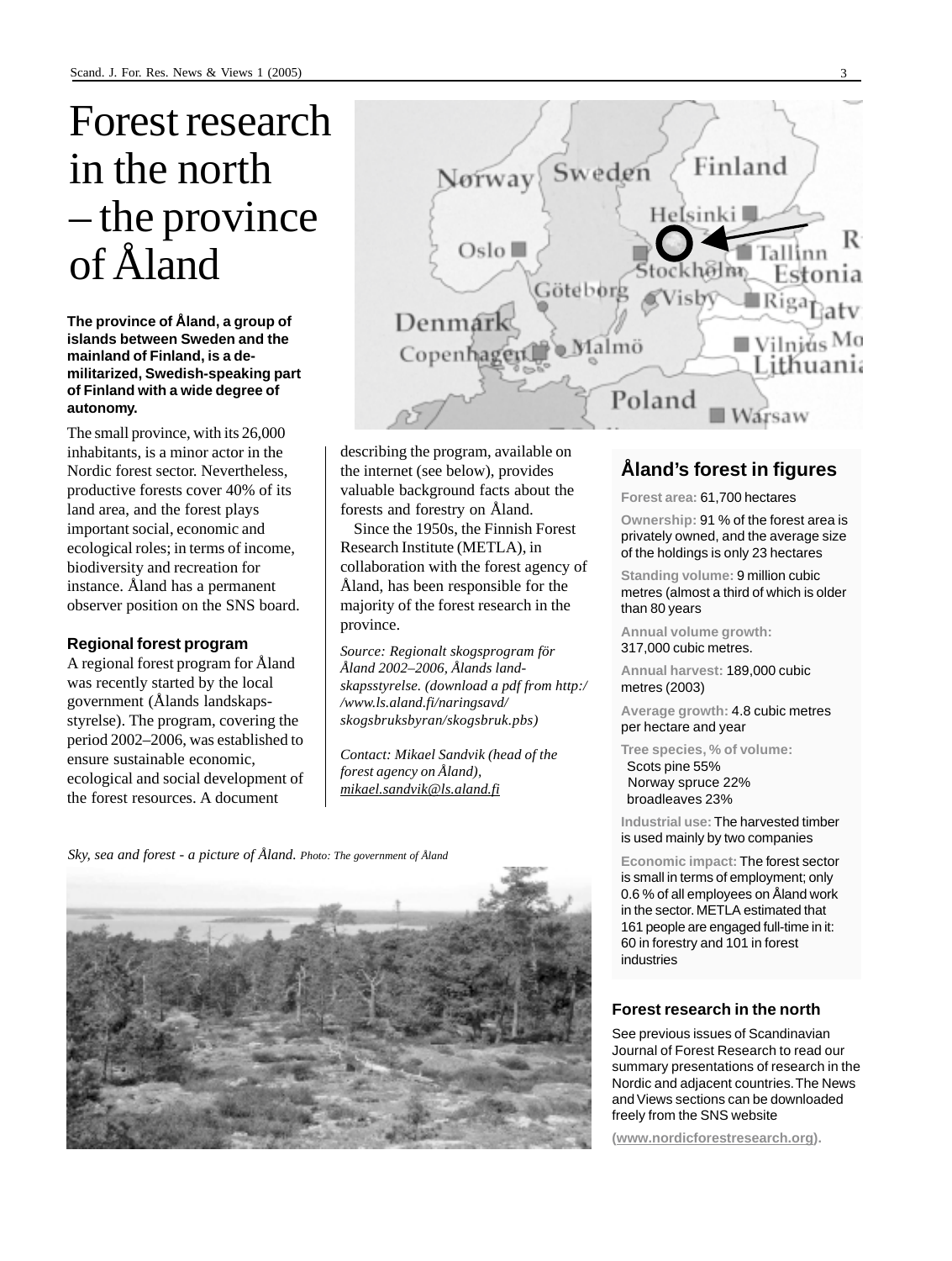# Forest research in the north – the province of Åland

**The province of Åland, a group of islands between Sweden and the mainland of Finland, is a de-militarized, Swedish-speaking part of Finland with a wide degree of autonomy.**

The small province, with its 26,000 inhabitants, is a minor actor in the Nordic forest sector. Nevertheless, productive forests cover 40% of its land area, and the forest plays important social, economic and ecological roles; in terms of income, biodiversity and recreation for instance. Åland has a permanent observer position on the SNS board.

### Regional forest program

A regional forest program for Åland was recently started by the local government (Ålands landskaps-styrelse). The program, covering the period 2002–2006, was established to ensure sustainable economic, ecological and social development of the forest resources. A document describing the program, available on the internet (see below), provides valuable background facts about the forests and forestry on Åland.

Since the 1950s, the Finnish Forest Research Institute (METLA), in collaboration with the forest agency of Åland, has been responsible for the majority of the forest research in the province.

*Source: Regionalt skogsprogram för Åland 2002–2006, Ålands land-skapsstyrelse. (download a pdf from http://www.ls.aland.fi/naringsavd/skogsbruksbyran/skogsbruk.pbs)*

*Contact: Mikael Sandvik (head of the forest agency on Åland), mikael.sandvik@ls.aland.fi*

*Sky, sea and forest - a picture of Åland.* Photo: The government of Åland

## Åland's forest in figures

**Forest area:** 61,700 hectares

**Ownership:** 91 % of the forest area is privately owned, and the average size of the holdings is only 23 hectares

**Standing volume:** 9 million cubic metres (almost a third of which is older than 80 years

**Annual volume growth:** 317,000 cubic metres.

**Annual harvest:** 189,000 cubic metres (2003)

**Average growth:** 4.8 cubic metres per hectare and year

**Tree species, % of volume:**
Scots pine 55%
Norway spruce 22%
broadleaves 23%

**Industrial use:** The harvested timber is used mainly by two companies

**Economic impact:** The forest sector is small in terms of employment; only 0.6 % of all employees on Åland work in the sector. METLA estimated that 161 people are engaged full-time in it: 60 in forestry and 101 in forest industries

### Forest research in the north

See previous issues of Scandinavian Journal of Forest Research to read our summary presentations of research in the Nordic and adjacent countries. The News and Views sections can be downloaded freely from the SNS website

(www.nordicforestresearch.org).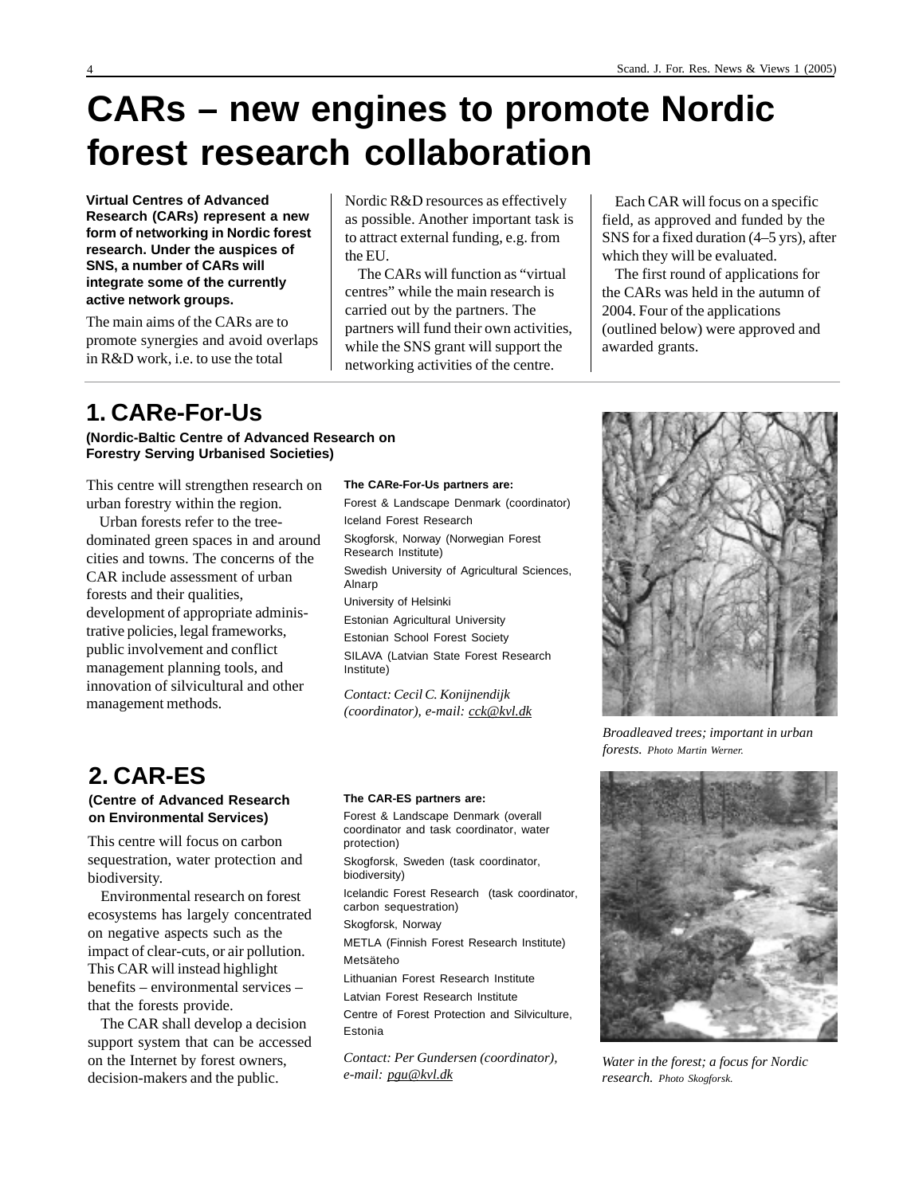# CARs – new engines to promote Nordic forest research collaboration

**Virtual Centres of Advanced Research (CARs) represent a new form of networking in Nordic forest research. Under the auspices of SNS, a number of CARs will integrate some of the currently active network groups.**

The main aims of the CARs are to promote synergies and avoid overlaps in R&D work, i.e. to use the total Nordic R&D resources as effectively as possible. Another important task is to attract external funding, e.g. from the EU.

The CARs will function as "virtual centres" while the main research is carried out by the partners. The partners will fund their own activities, while the SNS grant will support the networking activities of the centre.

Each CAR will focus on a specific field, as approved and funded by the SNS for a fixed duration (4–5 yrs), after which they will be evaluated.

The first round of applications for the CARs was held in the autumn of 2004. Four of the applications (outlined below) were approved and awarded grants.

## 1. CARe-For-Us

**(Nordic-Baltic Centre of Advanced Research on Forestry Serving Urbanised Societies)**

This centre will strengthen research on urban forestry within the region.

Urban forests refer to the tree-dominated green spaces in and around cities and towns. The concerns of the CAR include assessment of urban forests and their qualities, development of appropriate administrative policies, legal frameworks, public involvement and conflict management planning tools, and innovation of silvicultural and other management methods.

**The CARe-For-Us partners are:**

- Forest & Landscape Denmark (coordinator)
- Iceland Forest Research
- Skogforsk, Norway (Norwegian Forest Research Institute)
- Swedish University of Agricultural Sciences, Alnarp
- University of Helsinki
- Estonian Agricultural University
- Estonian School Forest Society
- SILAVA (Latvian State Forest Research Institute)

*Contact: Cecil C. Konijnendijk (coordinator), e-mail: cck@kvl.dk*

*Broadleaved trees; important in urban forests. Photo Martin Werner.*

## 2. CAR-ES

**(Centre of Advanced Research on Environmental Services)**

This centre will focus on carbon sequestration, water protection and biodiversity.

Environmental research on forest ecosystems has largely concentrated on negative aspects such as the impact of clear-cuts, or air pollution. This CAR will instead highlight benefits – environmental services – that the forests provide.

The CAR shall develop a decision support system that can be accessed on the Internet by forest owners, decision-makers and the public.

**The CAR-ES partners are:**

- Forest & Landscape Denmark (overall coordinator and task coordinator, water protection)
- Skogforsk, Sweden (task coordinator, biodiversity)
- Icelandic Forest Research (task coordinator, carbon sequestration)
- Skogforsk, Norway
- METLA (Finnish Forest Research Institute)
- Metsäteho
- Lithuanian Forest Research Institute
- Latvian Forest Research Institute
- Centre of Forest Protection and Silviculture, Estonia

*Contact: Per Gundersen (coordinator), e-mail: pgu@kvl.dk*

*Water in the forest; a focus for Nordic research. Photo Skogforsk.*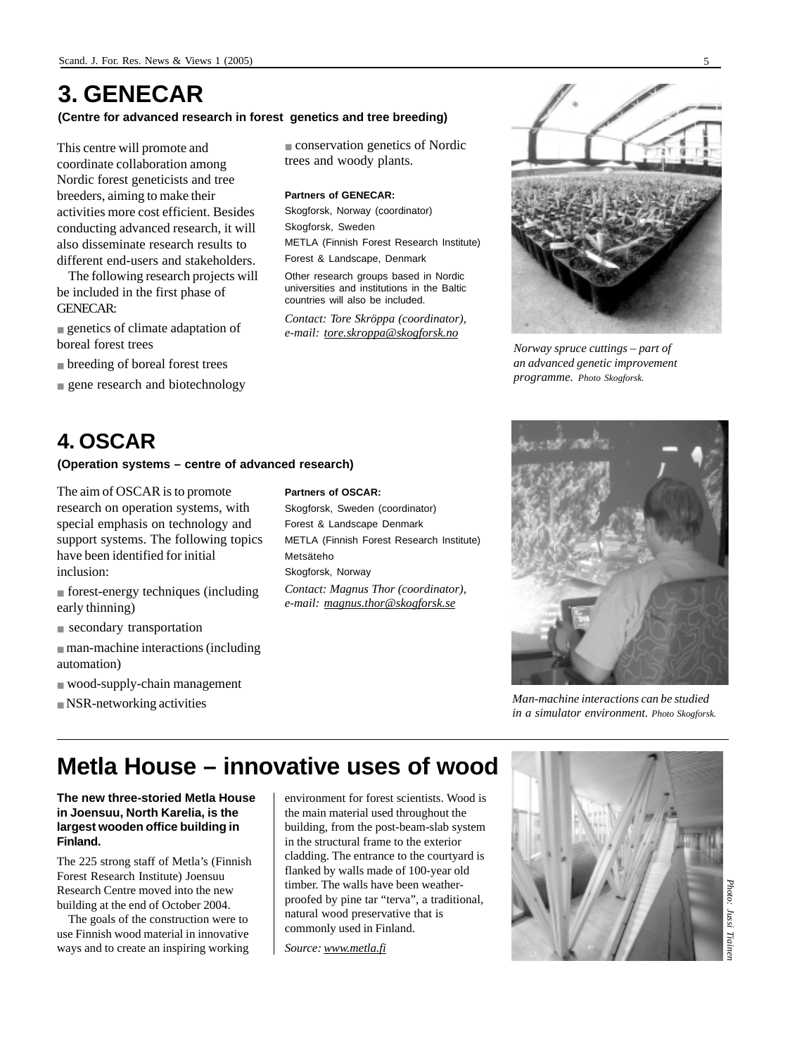## 3. GENECAR

**(Centre for advanced research in forest genetics and tree breeding)**

This centre will promote and coordinate collaboration among Nordic forest geneticists and tree breeders, aiming to make their activities more cost efficient. Besides conducting advanced research, it will also disseminate research results to different end-users and stakeholders.

The following research projects will be included in the first phase of GENECAR:

- genetics of climate adaptation of boreal forest trees
- breeding of boreal forest trees
- gene research and biotechnology
- conservation genetics of Nordic trees and woody plants.

**Partners of GENECAR:**

Skogforsk, Norway (coordinator)
Skogforsk, Sweden
METLA (Finnish Forest Research Institute)
Forest & Landscape, Denmark

Other research groups based in Nordic universities and institutions in the Baltic countries will also be included.

*Contact: Tore Skröppa (coordinator), e-mail: tore.skroppa@skogforsk.no*

*Norway spruce cuttings – part of an advanced genetic improvement programme. Photo Skogforsk.*

## 4. OSCAR

**(Operation systems – centre of advanced research)**

The aim of OSCAR is to promote research on operation systems, with special emphasis on technology and support systems. The following topics have been identified for initial inclusion:

- forest-energy techniques (including early thinning)
- secondary transportation
- man-machine interactions (including automation)
- wood-supply-chain management
- NSR-networking activities

**Partners of OSCAR:**

Skogforsk, Sweden (coordinator)
Forest & Landscape Denmark
METLA (Finnish Forest Research Institute)
Metsäteho
Skogforsk, Norway

*Contact: Magnus Thor (coordinator), e-mail: magnus.thor@skogforsk.se*

*Man-machine interactions can be studied in a simulator environment. Photo Skogforsk.*

# Metla House – innovative uses of wood

**The new three-storied Metla House in Joensuu, North Karelia, is the largest wooden office building in Finland.**

The 225 strong staff of Metla's (Finnish Forest Research Institute) Joensuu Research Centre moved into the new building at the end of October 2004.

The goals of the construction were to use Finnish wood material in innovative ways and to create an inspiring working environment for forest scientists. Wood is the main material used throughout the building, from the post-beam-slab system in the structural frame to the exterior cladding. The entrance to the courtyard is flanked by walls made of 100-year old timber. The walls have been weather-proofed by pine tar "terva", a traditional, natural wood preservative that is commonly used in Finland.

*Source: www.metla.fi*

*Photo: Jussi Tiainen*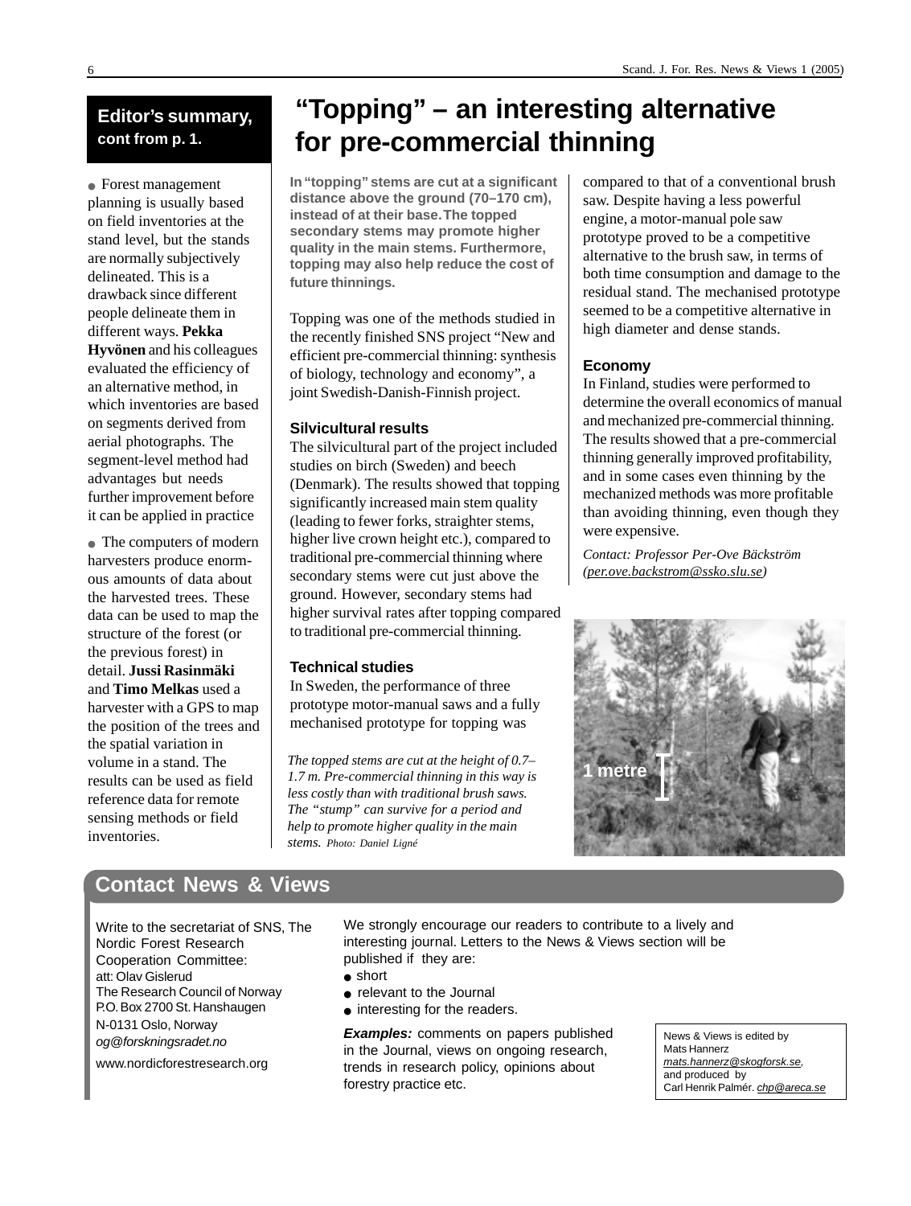## Editor's summary, cont from p. 1.

- Forest management planning is usually based on field inventories at the stand level, but the stands are normally subjectively delineated. This is a drawback since different people delineate them in different ways. **Pekka Hyvönen** and his colleagues evaluated the efficiency of an alternative method, in which inventories are based on segments derived from aerial photographs. The segment-level method had advantages but needs further improvement before it can be applied in practice

- The computers of modern harvesters produce enormous amounts of data about the harvested trees. These data can be used to map the structure of the forest (or the previous forest) in detail. **Jussi Rasinmäki** and **Timo Melkas** used a harvester with a GPS to map the position of the trees and the spatial variation in volume in a stand. The results can be used as field reference data for remote sensing methods or field inventories.

# "Topping" – an interesting alternative for pre-commercial thinning

**In "topping" stems are cut at a significant distance above the ground (70–170 cm), instead of at their base. The topped secondary stems may promote higher quality in the main stems. Furthermore, topping may also help reduce the cost of future thinnings.**

Topping was one of the methods studied in the recently finished SNS project "New and efficient pre-commercial thinning: synthesis of biology, technology and economy", a joint Swedish-Danish-Finnish project.

### Silvicultural results

The silvicultural part of the project included studies on birch (Sweden) and beech (Denmark). The results showed that topping significantly increased main stem quality (leading to fewer forks, straighter stems, higher live crown height etc.), compared to traditional pre-commercial thinning where secondary stems were cut just above the ground. However, secondary stems had higher survival rates after topping compared to traditional pre-commercial thinning.

### Technical studies

In Sweden, the performance of three prototype motor-manual saws and a fully mechanised prototype for topping was compared to that of a conventional brush saw. Despite having a less powerful engine, a motor-manual pole saw prototype proved to be a competitive alternative to the brush saw, in terms of both time consumption and damage to the residual stand. The mechanised prototype seemed to be a competitive alternative in high diameter and dense stands.

### Economy

In Finland, studies were performed to determine the overall economics of manual and mechanized pre-commercial thinning. The results showed that a pre-commercial thinning generally improved profitability, and in some cases even thinning by the mechanized methods was more profitable than avoiding thinning, even though they were expensive.

*Contact: Professor Per-Ove Bäckström (per.ove.backstrom@ssko.slu.se)*

1 metre

*The topped stems are cut at the height of 0.7–1.7 m. Pre-commercial thinning in this way is less costly than with traditional brush saws. The "stump" can survive for a period and help to promote higher quality in the main stems. Photo: Daniel Ligné*

## Contact News & Views

Write to the secretariat of SNS, The Nordic Forest Research Cooperation Committee:
att: Olav Gislerud
The Research Council of Norway
P.O. Box 2700 St. Hanshaugen
N-0131 Oslo, Norway
*og@forskningsradet.no*
www.nordicforestresearch.org

We strongly encourage our readers to contribute to a lively and interesting journal. Letters to the News & Views section will be published if they are:

- short
- relevant to the Journal
- interesting for the readers.

***Examples:*** comments on papers published in the Journal, views on ongoing research, trends in research policy, opinions about forestry practice etc.

News & Views is edited by Mats Hannerz *mats.hannerz@skogforsk.se*, and produced by Carl Henrik Palmér. *chp@areca.se*